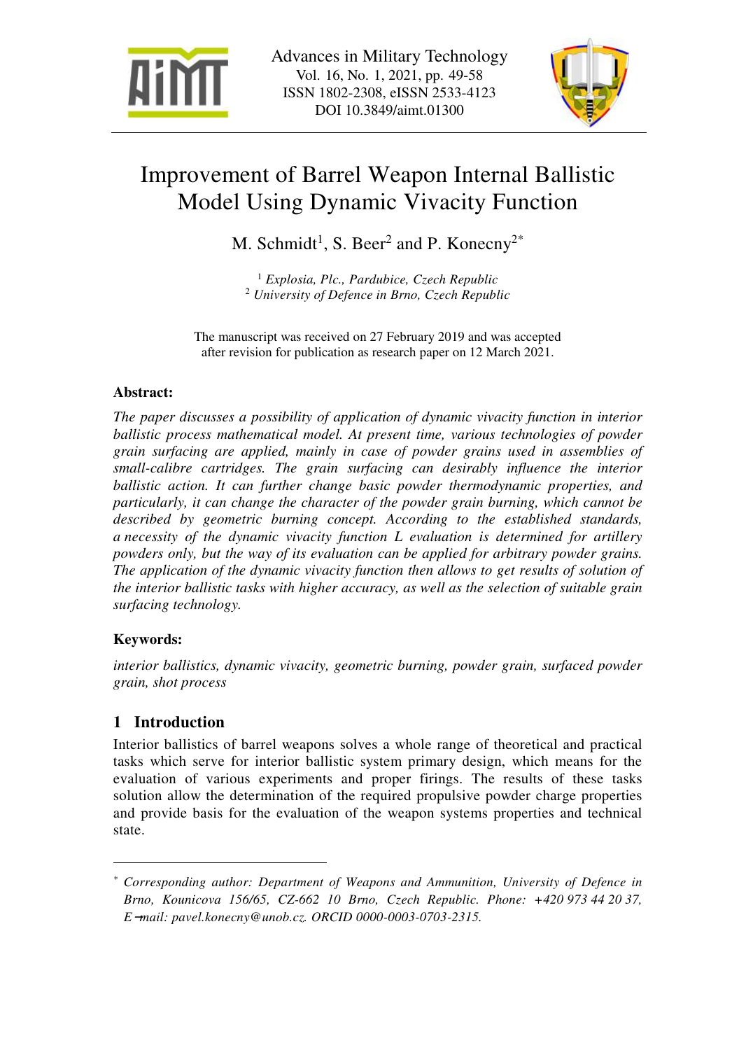# Improvement of Barrel Weapon Internal Ballistic Model Using Dynamic Vivacity Function

M. Schmidt[1], S. Beer[2] and P. Konecny[2*]

[1] *Explosia, Plc., Pardubice, Czech Republic*
[2] *University of Defence in Brno, Czech Republic*

The manuscript was received on 27 February 2019 and was accepted after revision for publication as research paper on 12 March 2021.

### Abstract:

*The paper discusses a possibility of application of dynamic vivacity function in interior ballistic process mathematical model. At present time, various technologies of powder grain surfacing are applied, mainly in case of powder grains used in assemblies of small-calibre cartridges. The grain surfacing can desirably influence the interior ballistic action. It can further change basic powder thermodynamic properties, and particularly, it can change the character of the powder grain burning, which cannot be described by geometric burning concept. According to the established standards, a necessity of the dynamic vivacity function L evaluation is determined for artillery powders only, but the way of its evaluation can be applied for arbitrary powder grains. The application of the dynamic vivacity function then allows to get results of solution of the interior ballistic tasks with higher accuracy, as well as the selection of suitable grain surfacing technology.*

### Keywords:

*interior ballistics, dynamic vivacity, geometric burning, powder grain, surfaced powder grain, shot process*

## 1 Introduction

Interior ballistics of barrel weapons solves a whole range of theoretical and practical tasks which serve for interior ballistic system primary design, which means for the evaluation of various experiments and proper firings. The results of these tasks solution allow the determination of the required propulsive powder charge properties and provide basis for the evaluation of the weapon systems properties and technical state.

---

[*] *Corresponding author: Department of Weapons and Ammunition, University of Defence in Brno, Kounicova 156/65, CZ-662 10 Brno, Czech Republic. Phone: +420 973 44 20 37, E-mail: pavel.konecny@unob.cz. ORCID 0000-0003-0703-2315.*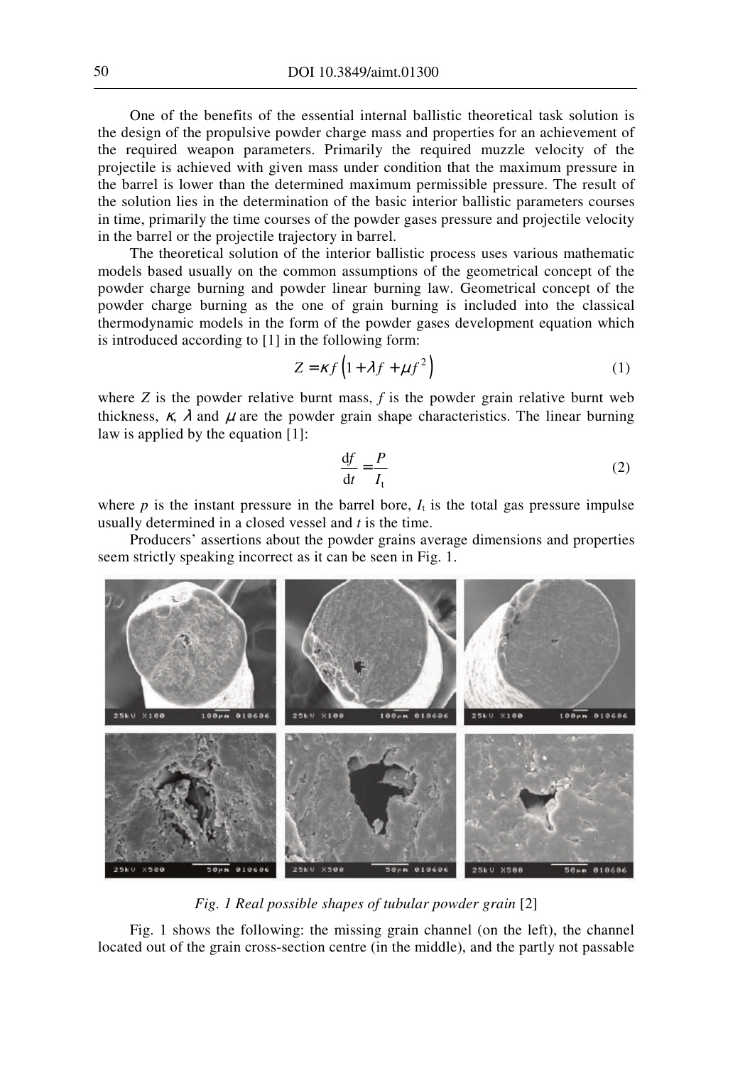One of the benefits of the essential internal ballistic theoretical task solution is the design of the propulsive powder charge mass and properties for an achievement of the required weapon parameters. Primarily the required muzzle velocity of the projectile is achieved with given mass under condition that the maximum pressure in the barrel is lower than the determined maximum permissible pressure. The result of the solution lies in the determination of the basic interior ballistic parameters courses in time, primarily the time courses of the powder gases pressure and projectile velocity in the barrel or the projectile trajectory in barrel.

The theoretical solution of the interior ballistic process uses various mathematic models based usually on the common assumptions of the geometrical concept of the powder charge burning and powder linear burning law. Geometrical concept of the powder charge burning as the one of grain burning is included into the classical thermodynamic models in the form of the powder gases development equation which is introduced according to [1] in the following form:

$$Z = \kappa f \left(1 + \lambda f + \mu f^2\right) \tag{1}$$

where $Z$ is the powder relative burnt mass, $f$ is the powder grain relative burnt web thickness, $\kappa$, $\lambda$ and $\mu$ are the powder grain shape characteristics. The linear burning law is applied by the equation [1]:

$$\frac{\mathrm{d}f}{\mathrm{d}t} = \frac{P}{I_\mathrm{t}} \tag{2}$$

where $p$ is the instant pressure in the barrel bore, $I_\mathrm{t}$ is the total gas pressure impulse usually determined in a closed vessel and $t$ is the time.

Producers' assertions about the powder grains average dimensions and properties seem strictly speaking incorrect as it can be seen in Fig. 1.

*Fig. 1 Real possible shapes of tubular powder grain* [2]

Fig. 1 shows the following: the missing grain channel (on the left), the channel located out of the grain cross-section centre (in the middle), and the partly not passable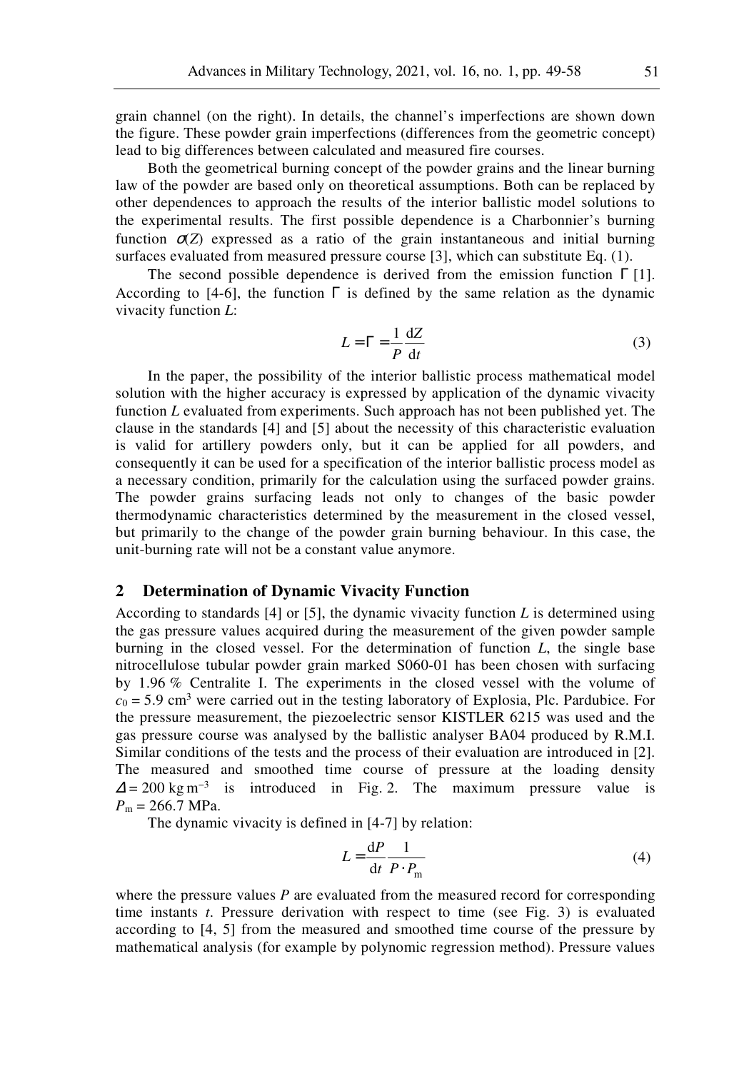grain channel (on the right). In details, the channel's imperfections are shown down the figure. These powder grain imperfections (differences from the geometric concept) lead to big differences between calculated and measured fire courses.

Both the geometrical burning concept of the powder grains and the linear burning law of the powder are based only on theoretical assumptions. Both can be replaced by other dependences to approach the results of the interior ballistic model solutions to the experimental results. The first possible dependence is a Charbonnier's burning function $\sigma(Z)$ expressed as a ratio of the grain instantaneous and initial burning surfaces evaluated from measured pressure course [3], which can substitute Eq. (1).

The second possible dependence is derived from the emission function $\Gamma$ [1]. According to [4-6], the function $\Gamma$ is defined by the same relation as the dynamic vivacity function $L$:

$$L = \Gamma = \frac{1}{P}\frac{\mathrm{d}Z}{\mathrm{d}t} \tag{3}$$

In the paper, the possibility of the interior ballistic process mathematical model solution with the higher accuracy is expressed by application of the dynamic vivacity function $L$ evaluated from experiments. Such approach has not been published yet. The clause in the standards [4] and [5] about the necessity of this characteristic evaluation is valid for artillery powders only, but it can be applied for all powders, and consequently it can be used for a specification of the interior ballistic process model as a necessary condition, primarily for the calculation using the surfaced powder grains. The powder grains surfacing leads not only to changes of the basic powder thermodynamic characteristics determined by the measurement in the closed vessel, but primarily to the change of the powder grain burning behaviour. In this case, the unit-burning rate will not be a constant value anymore.

## 2 Determination of Dynamic Vivacity Function

According to standards [4] or [5], the dynamic vivacity function $L$ is determined using the gas pressure values acquired during the measurement of the given powder sample burning in the closed vessel. For the determination of function $L$, the single base nitrocellulose tubular powder grain marked S060-01 has been chosen with surfacing by 1.96 % Centralite I. The experiments in the closed vessel with the volume of $c_0 = 5.9\ \mathrm{cm}^3$ were carried out in the testing laboratory of Explosia, Plc. Pardubice. For the pressure measurement, the piezoelectric sensor KISTLER 6215 was used and the gas pressure course was analysed by the ballistic analyser BA04 produced by R.M.I. Similar conditions of the tests and the process of their evaluation are introduced in [2]. The measured and smoothed time course of pressure at the loading density $\Delta = 200\ \mathrm{kg\,m^{-3}}$ is introduced in Fig. 2. The maximum pressure value is $P_\mathrm{m} = 266.7$ MPa.

The dynamic vivacity is defined in [4-7] by relation:

$$L = \frac{\mathrm{d}P}{\mathrm{d}t}\frac{1}{P \cdot P_\mathrm{m}} \tag{4}$$

where the pressure values $P$ are evaluated from the measured record for corresponding time instants $t$. Pressure derivation with respect to time (see Fig. 3) is evaluated according to [4, 5] from the measured and smoothed time course of the pressure by mathematical analysis (for example by polynomic regression method). Pressure values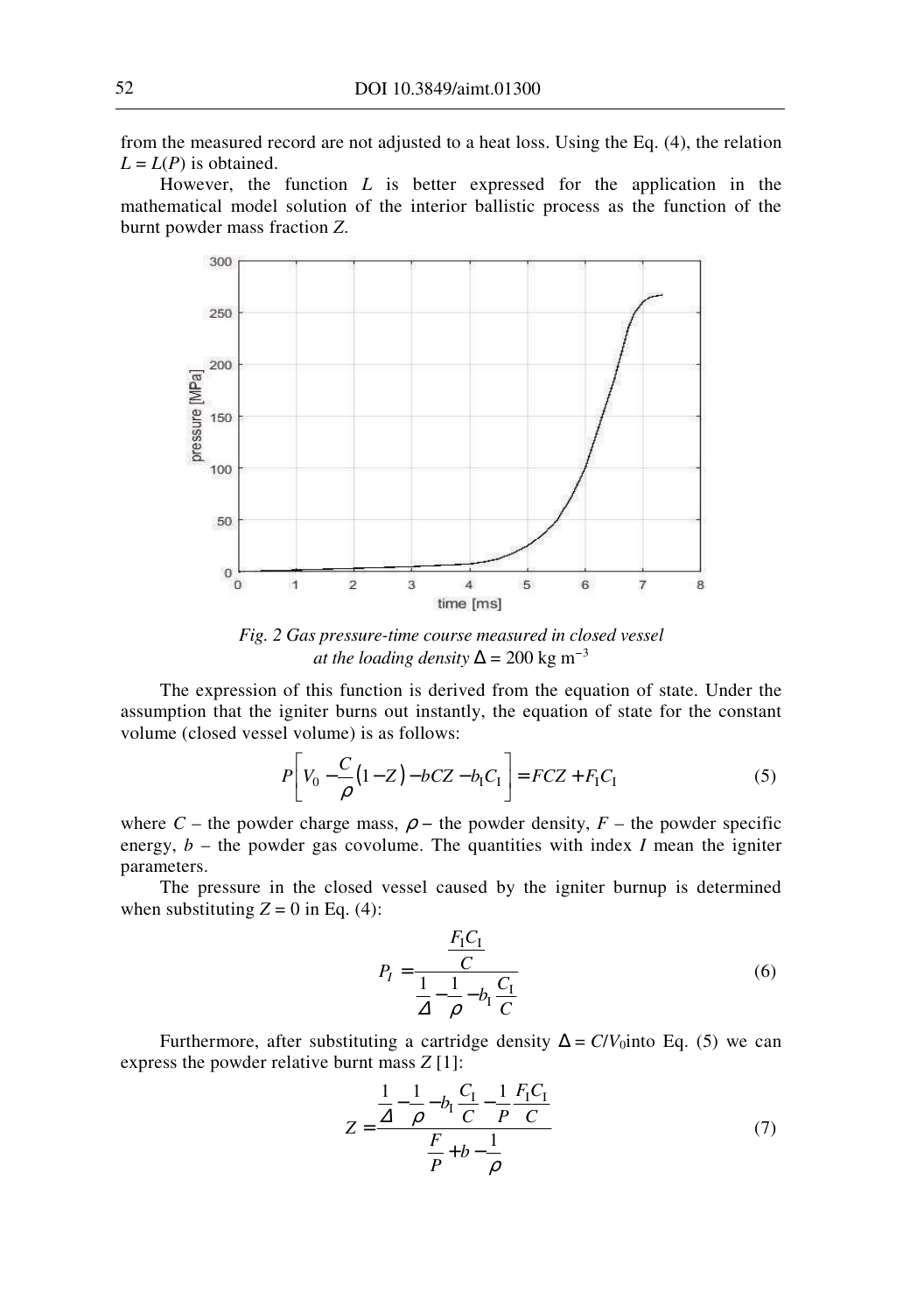from the measured record are not adjusted to a heat loss. Using the Eq. (4), the relation $L = L(P)$ is obtained.

However, the function $L$ is better expressed for the application in the mathematical model solution of the interior ballistic process as the function of the burnt powder mass fraction $Z$.

*Fig. 2 Gas pressure-time course measured in closed vessel at the loading density $\Delta = 200$ kg m$^{-3}$*

The expression of this function is derived from the equation of state. Under the assumption that the igniter burns out instantly, the equation of state for the constant volume (closed vessel volume) is as follows:

$$P\left[V_0 - \frac{C}{\rho}(1-Z) - bCZ - b_I C_I\right] = FCZ + F_I C_I \tag{5}$$

where $C$ – the powder charge mass, $\rho$ – the powder density, $F$ – the powder specific energy, $b$ – the powder gas covolume. The quantities with index $I$ mean the igniter parameters.

The pressure in the closed vessel caused by the igniter burnup is determined when substituting $Z = 0$ in Eq. (4):

$$P_I = \frac{\dfrac{F_I C_I}{C}}{\dfrac{1}{\Delta} - \dfrac{1}{\rho} - b_I \dfrac{C_I}{C}} \tag{6}$$

Furthermore, after substituting a cartridge density $\Delta = C/V_0$into Eq. (5) we can express the powder relative burnt mass $Z$ [1]:

$$Z = \frac{\dfrac{1}{\Delta} - \dfrac{1}{\rho} - b_I \dfrac{C_I}{C} - \dfrac{1}{P}\dfrac{F_I C_I}{C}}{\dfrac{F}{P} + b - \dfrac{1}{\rho}} \tag{7}$$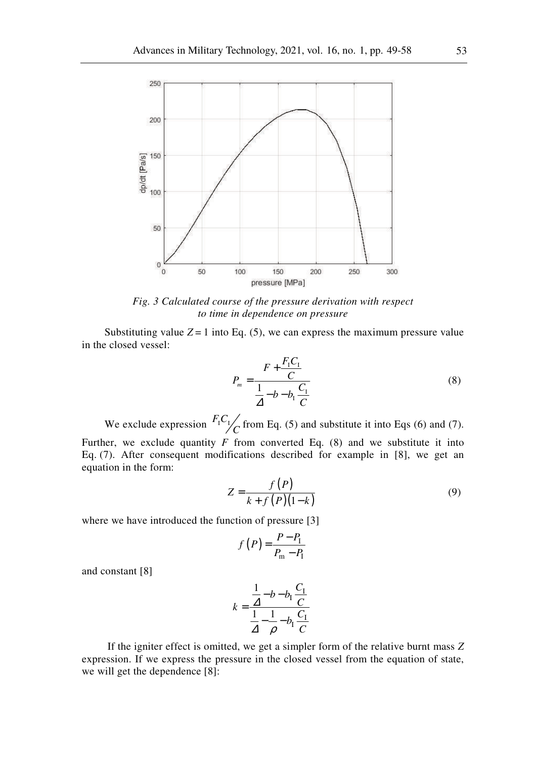*Fig. 3 Calculated course of the pressure derivation with respect to time in dependence on pressure*

Substituting value $Z = 1$ into Eq. (5), we can express the maximum pressure value in the closed vessel:

$$P_m = \frac{F + \frac{F_I C_I}{C}}{\frac{1}{\Delta} - b - b_I \frac{C_I}{C}} \tag{8}$$

We exclude expression $F_I C_I / C$ from Eq. (5) and substitute it into Eqs (6) and (7). Further, we exclude quantity $F$ from converted Eq. (8) and we substitute it into Eq. (7). After consequent modifications described for example in [8], we get an equation in the form:

$$Z = \frac{f(P)}{k + f(P)(1 - k)} \tag{9}$$

where we have introduced the function of pressure [3]

$$f(P) = \frac{P - P_I}{P_m - P_I}$$

and constant [8]

$$k = \frac{\frac{1}{\Delta} - b - b_I \frac{C_I}{C}}{\frac{1}{\Delta} - \frac{1}{\rho} - b_I \frac{C_I}{C}}$$

If the igniter effect is omitted, we get a simpler form of the relative burnt mass $Z$ expression. If we express the pressure in the closed vessel from the equation of state, we will get the dependence [8]: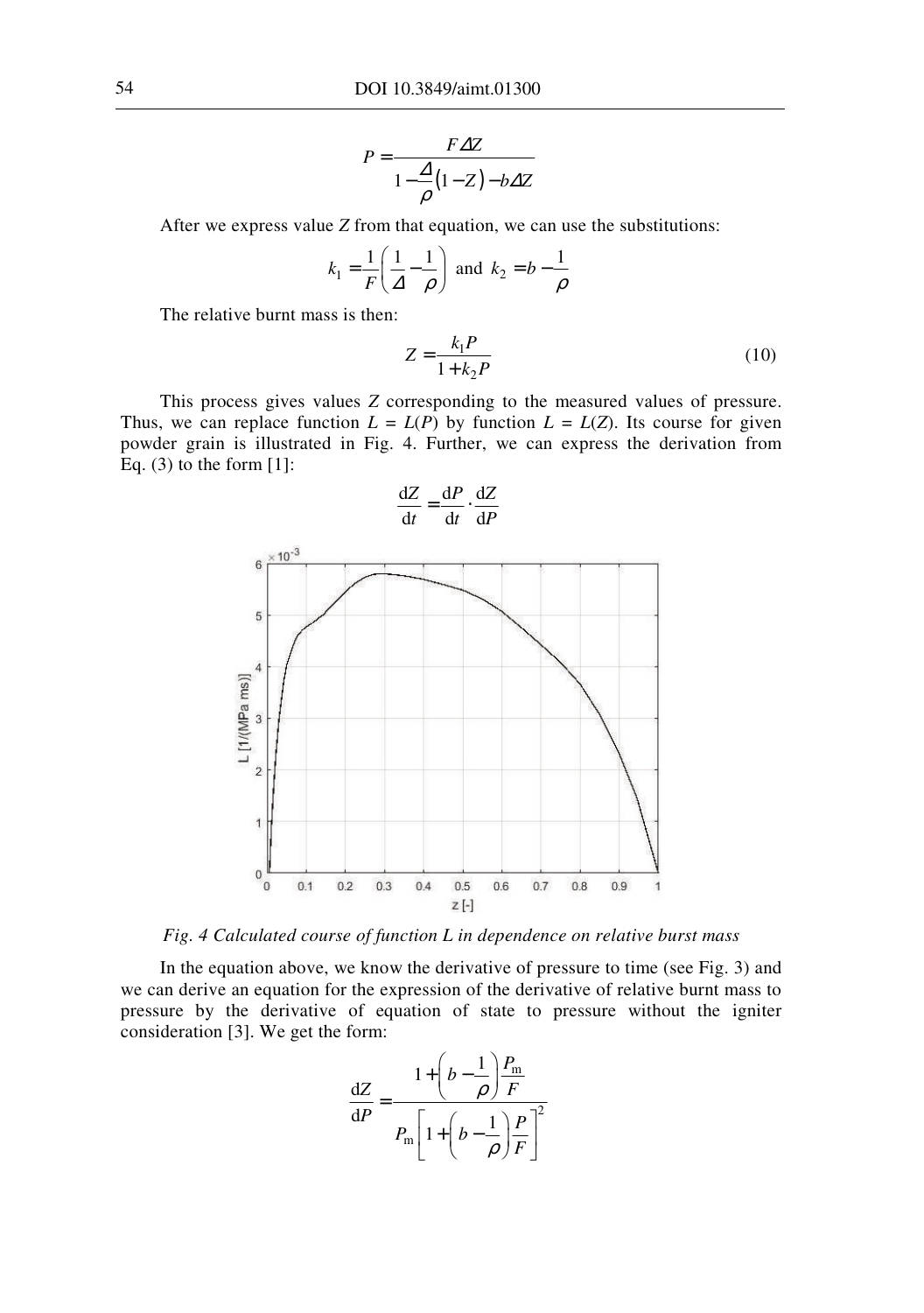$$P = \frac{F \Delta Z}{1 - \frac{\Delta}{\rho}(1 - Z) - b\Delta Z}$$

After we express value $Z$ from that equation, we can use the substitutions:

$$k_1 = \frac{1}{F}\left(\frac{1}{\Delta} - \frac{1}{\rho}\right) \text{ and } k_2 = b - \frac{1}{\rho}$$

The relative burnt mass is then:

$$Z = \frac{k_1 P}{1 + k_2 P} \tag{10}$$

This process gives values $Z$ corresponding to the measured values of pressure. Thus, we can replace function $L = L(P)$ by function $L = L(Z)$. Its course for given powder grain is illustrated in Fig. 4. Further, we can express the derivation from Eq. (3) to the form [1]:

$$\frac{\mathrm{d}Z}{\mathrm{d}t} = \frac{\mathrm{d}P}{\mathrm{d}t} \cdot \frac{\mathrm{d}Z}{\mathrm{d}P}$$

*Fig. 4 Calculated course of function L in dependence on relative burst mass*

In the equation above, we know the derivative of pressure to time (see Fig. 3) and we can derive an equation for the expression of the derivative of relative burnt mass to pressure by the derivative of equation of state to pressure without the igniter consideration [3]. We get the form:

$$\frac{\mathrm{d}Z}{\mathrm{d}P} = \frac{1 + \left(b - \frac{1}{\rho}\right)\frac{P_{\mathrm{m}}}{F}}{P_{\mathrm{m}}\left[1 + \left(b - \frac{1}{\rho}\right)\frac{P}{F}\right]^2}$$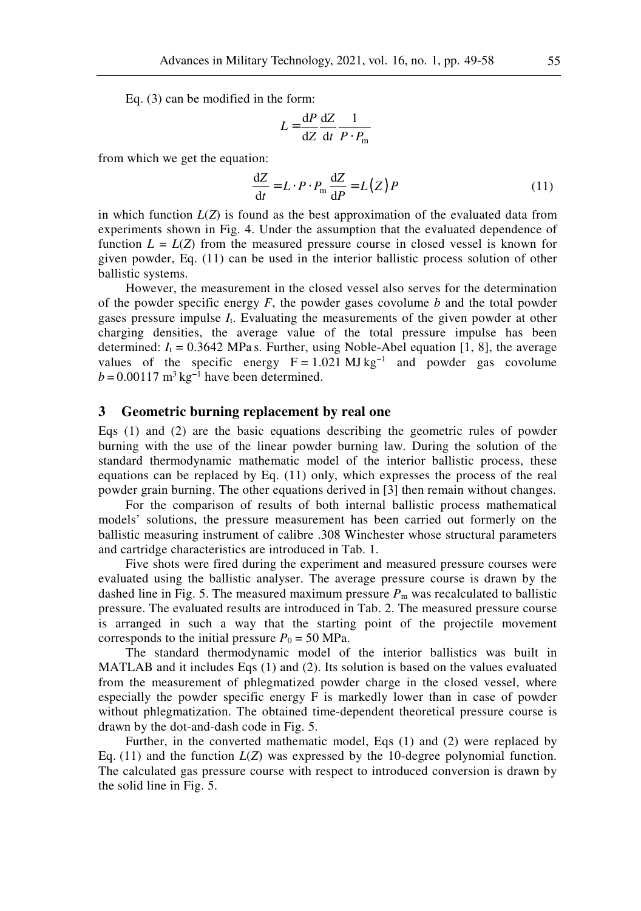Eq. (3) can be modified in the form:

$$L = \frac{\mathrm{d}P}{\mathrm{d}Z}\frac{\mathrm{d}Z}{\mathrm{d}t}\frac{1}{P \cdot P_{\mathrm{m}}}$$

from which we get the equation:

$$\frac{\mathrm{d}Z}{\mathrm{d}t} = L \cdot P \cdot P_{\mathrm{m}} \frac{\mathrm{d}Z}{\mathrm{d}P} = L(Z)P \tag{11}$$

in which function $L(Z)$ is found as the best approximation of the evaluated data from experiments shown in Fig. 4. Under the assumption that the evaluated dependence of function $L = L(Z)$ from the measured pressure course in closed vessel is known for given powder, Eq. (11) can be used in the interior ballistic process solution of other ballistic systems.

However, the measurement in the closed vessel also serves for the determination of the powder specific energy $F$, the powder gases covolume $b$ and the total powder gases pressure impulse $I_{\mathrm{t}}$. Evaluating the measurements of the given powder at other charging densities, the average value of the total pressure impulse has been determined: $I_{\mathrm{t}} = 0.3642$ MPa s. Further, using Noble-Abel equation [1, 8], the average values of the specific energy $\mathrm{F} = 1.021\ \mathrm{MJ\,kg^{-1}}$ and powder gas covolume $b = 0.00117\ \mathrm{m^3\,kg^{-1}}$ have been determined.

## 3 Geometric burning replacement by real one

Eqs (1) and (2) are the basic equations describing the geometric rules of powder burning with the use of the linear powder burning law. During the solution of the standard thermodynamic mathematic model of the interior ballistic process, these equations can be replaced by Eq. (11) only, which expresses the process of the real powder grain burning. The other equations derived in [3] then remain without changes.

For the comparison of results of both internal ballistic process mathematical models' solutions, the pressure measurement has been carried out formerly on the ballistic measuring instrument of calibre .308 Winchester whose structural parameters and cartridge characteristics are introduced in Tab. 1.

Five shots were fired during the experiment and measured pressure courses were evaluated using the ballistic analyser. The average pressure course is drawn by the dashed line in Fig. 5. The measured maximum pressure $P_{\mathrm{m}}$ was recalculated to ballistic pressure. The evaluated results are introduced in Tab. 2. The measured pressure course is arranged in such a way that the starting point of the projectile movement corresponds to the initial pressure $P_0 = 50$ MPa.

The standard thermodynamic model of the interior ballistics was built in MATLAB and it includes Eqs (1) and (2). Its solution is based on the values evaluated from the measurement of phlegmatized powder charge in the closed vessel, where especially the powder specific energy F is markedly lower than in case of powder without phlegmatization. The obtained time-dependent theoretical pressure course is drawn by the dot-and-dash code in Fig. 5.

Further, in the converted mathematic model, Eqs (1) and (2) were replaced by Eq. (11) and the function $L(Z)$ was expressed by the 10-degree polynomial function. The calculated gas pressure course with respect to introduced conversion is drawn by the solid line in Fig. 5.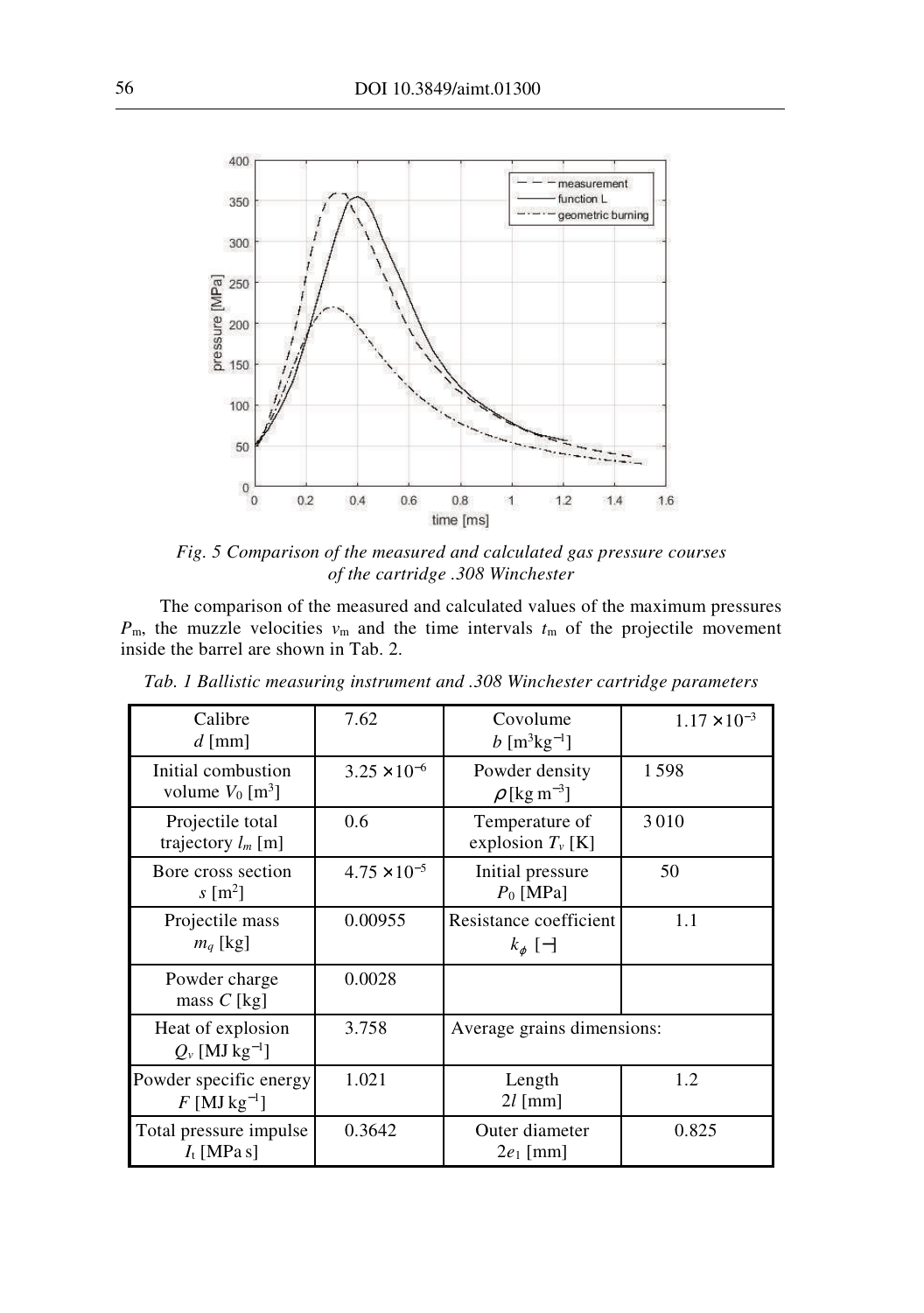*Fig. 5 Comparison of the measured and calculated gas pressure courses of the cartridge .308 Winchester*

The comparison of the measured and calculated values of the maximum pressures $P_m$, the muzzle velocities $v_m$ and the time intervals $t_m$ of the projectile movement inside the barrel are shown in Tab. 2.

*Tab. 1 Ballistic measuring instrument and .308 Winchester cartridge parameters*

| Calibre $d$ [mm] | 7.62 | Covolume $b$ [m$^3$kg$^{-1}$] | $1.17 \times 10^{-3}$ |
|---|---|---|---|
| Initial combustion volume $V_0$ [m$^3$] | $3.25 \times 10^{-6}$ | Powder density $\rho$ [kg m$^{-3}$] | 1 598 |
| Projectile total trajectory $l_m$ [m] | 0.6 | Temperature of explosion $T_v$ [K] | 3 010 |
| Bore cross section $s$ [m$^2$] | $4.75 \times 10^{-5}$ | Initial pressure $P_0$ [MPa] | 50 |
| Projectile mass $m_q$ [kg] | 0.00955 | Resistance coefficient $k_\phi$ [–] | 1.1 |
| Powder charge mass $C$ [kg] | 0.0028 | | |
| Heat of explosion $Q_v$ [MJ kg$^{-1}$] | 3.758 | Average grains dimensions: | |
| Powder specific energy $F$ [MJ kg$^{-1}$] | 1.021 | Length $2l$ [mm] | 1.2 |
| Total pressure impulse $I_t$ [MPa s] | 0.3642 | Outer diameter $2e_1$ [mm] | 0.825 |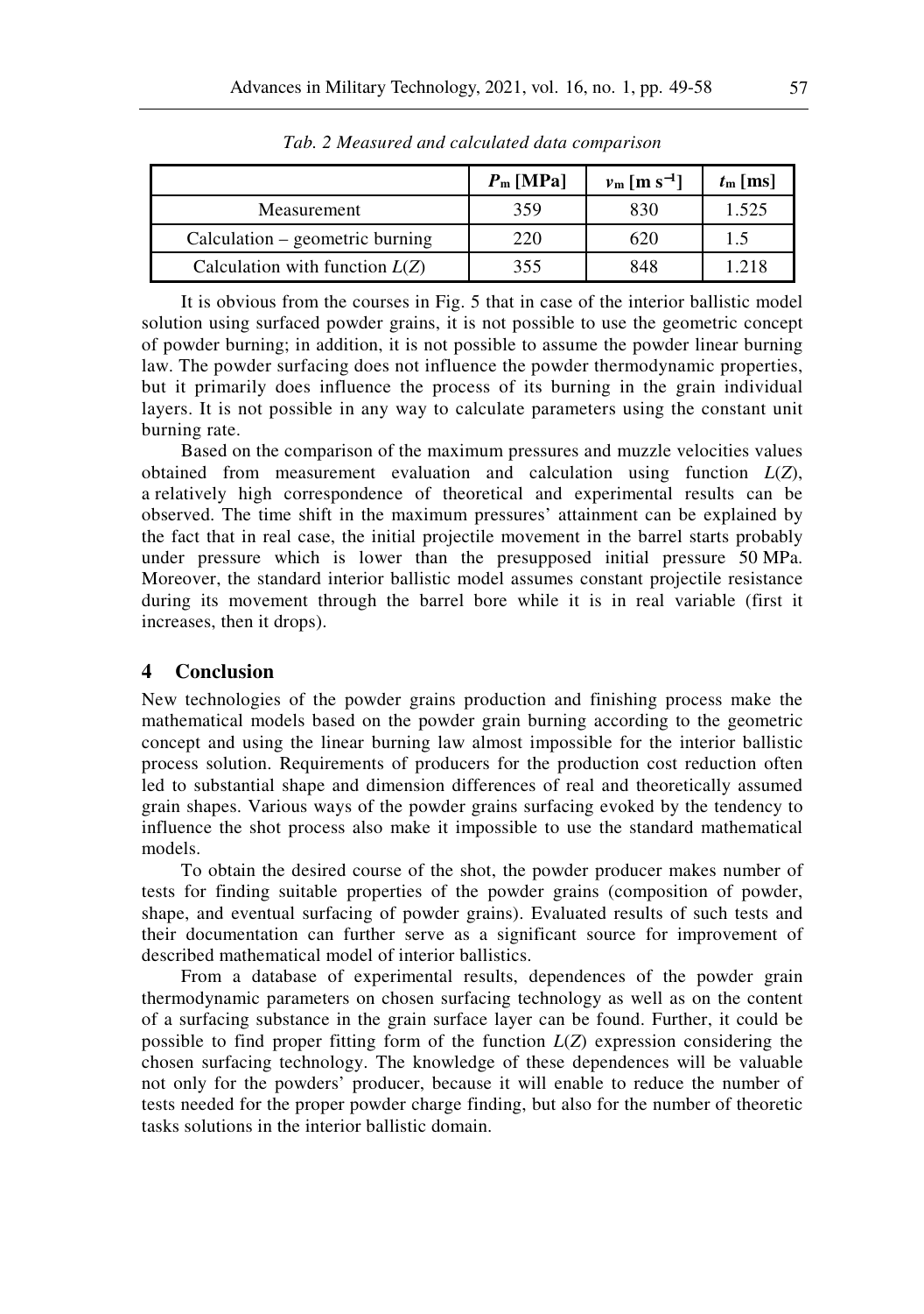*Tab. 2 Measured and calculated data comparison*

| | $P_m$ [MPa] | $v_m$ [m s$^{-1}$] | $t_m$ [ms] |
|---|---|---|---|
| Measurement | 359 | 830 | 1.525 |
| Calculation – geometric burning | 220 | 620 | 1.5 |
| Calculation with function $L(Z)$ | 355 | 848 | 1.218 |

It is obvious from the courses in Fig. 5 that in case of the interior ballistic model solution using surfaced powder grains, it is not possible to use the geometric concept of powder burning; in addition, it is not possible to assume the powder linear burning law. The powder surfacing does not influence the powder thermodynamic properties, but it primarily does influence the process of its burning in the grain individual layers. It is not possible in any way to calculate parameters using the constant unit burning rate.

Based on the comparison of the maximum pressures and muzzle velocities values obtained from measurement evaluation and calculation using function $L(Z)$, a relatively high correspondence of theoretical and experimental results can be observed. The time shift in the maximum pressures' attainment can be explained by the fact that in real case, the initial projectile movement in the barrel starts probably under pressure which is lower than the presupposed initial pressure 50 MPa. Moreover, the standard interior ballistic model assumes constant projectile resistance during its movement through the barrel bore while it is in real variable (first it increases, then it drops).

## 4 Conclusion

New technologies of the powder grains production and finishing process make the mathematical models based on the powder grain burning according to the geometric concept and using the linear burning law almost impossible for the interior ballistic process solution. Requirements of producers for the production cost reduction often led to substantial shape and dimension differences of real and theoretically assumed grain shapes. Various ways of the powder grains surfacing evoked by the tendency to influence the shot process also make it impossible to use the standard mathematical models.

To obtain the desired course of the shot, the powder producer makes number of tests for finding suitable properties of the powder grains (composition of powder, shape, and eventual surfacing of powder grains). Evaluated results of such tests and their documentation can further serve as a significant source for improvement of described mathematical model of interior ballistics.

From a database of experimental results, dependences of the powder grain thermodynamic parameters on chosen surfacing technology as well as on the content of a surfacing substance in the grain surface layer can be found. Further, it could be possible to find proper fitting form of the function $L(Z)$ expression considering the chosen surfacing technology. The knowledge of these dependences will be valuable not only for the powders' producer, because it will enable to reduce the number of tests needed for the proper powder charge finding, but also for the number of theoretic tasks solutions in the interior ballistic domain.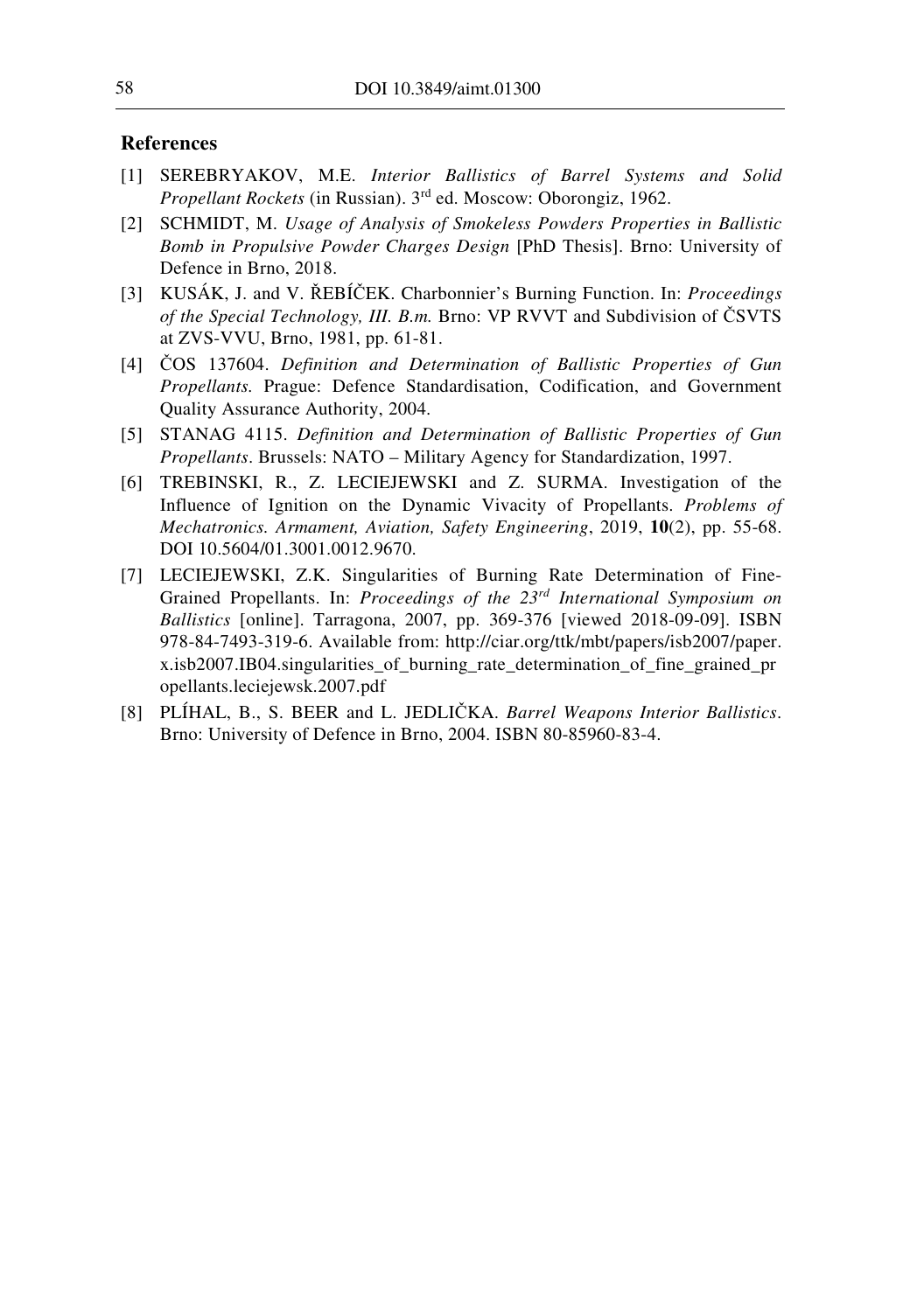## References

[1] SEREBRYAKOV, M.E. *Interior Ballistics of Barrel Systems and Solid Propellant Rockets* (in Russian). 3rd ed. Moscow: Oborongiz, 1962.

[2] SCHMIDT, M. *Usage of Analysis of Smokeless Powders Properties in Ballistic Bomb in Propulsive Powder Charges Design* [PhD Thesis]. Brno: University of Defence in Brno, 2018.

[3] KUSÁK, J. and V. ŘEBÍČEK. Charbonnier's Burning Function. In: *Proceedings of the Special Technology, III. B.m.* Brno: VP RVVT and Subdivision of ČSVTS at ZVS-VVU, Brno, 1981, pp. 61-81.

[4] ČOS 137604. *Definition and Determination of Ballistic Properties of Gun Propellants.* Prague: Defence Standardisation, Codification, and Government Quality Assurance Authority, 2004.

[5] STANAG 4115. *Definition and Determination of Ballistic Properties of Gun Propellants*. Brussels: NATO – Military Agency for Standardization, 1997.

[6] TREBINSKI, R., Z. LECIEJEWSKI and Z. SURMA. Investigation of the Influence of Ignition on the Dynamic Vivacity of Propellants. *Problems of Mechatronics. Armament, Aviation, Safety Engineering*, 2019, **10**(2), pp. 55-68. DOI 10.5604/01.3001.0012.9670.

[7] LECIEJEWSKI, Z.K. Singularities of Burning Rate Determination of Fine-Grained Propellants. In: *Proceedings of the 23rd International Symposium on Ballistics* [online]. Tarragona, 2007, pp. 369-376 [viewed 2018-09-09]. ISBN 978-84-7493-319-6. Available from: http://ciar.org/ttk/mbt/papers/isb2007/paper.x.isb2007.IB04.singularities_of_burning_rate_determination_of_fine_grained_propellants.leciejewsk.2007.pdf

[8] PLÍHAL, B., S. BEER and L. JEDLIČKA. *Barrel Weapons Interior Ballistics*. Brno: University of Defence in Brno, 2004. ISBN 80-85960-83-4.